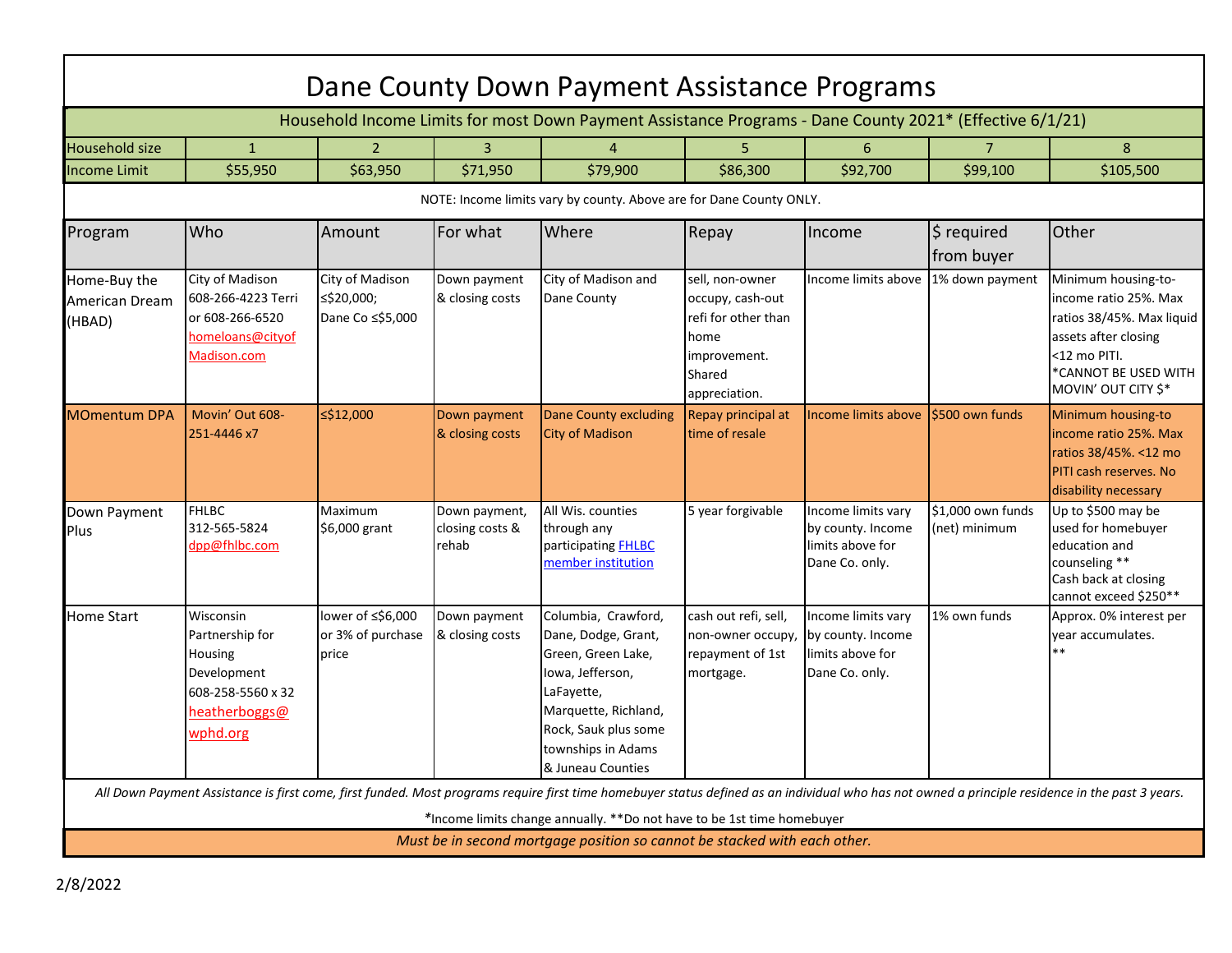# Dane County Down Payment Assistance Programs

| Household Income Limits for most Down Payment Assistance Programs - Dane County 2021* (Effective 6/1/21) | | | | | | | | |
|---|---|---|---|---|---|---|---|---|
| Household size | 1 | 2 | 3 | 4 | 5 | 6 | 7 | 8 |
| Income Limit | $55,950 | $63,950 | $71,950 | $79,900 | $86,300 | $92,700 | $99,100 | $105,500 |

NOTE: Income limits vary by county. Above are for Dane County ONLY.

| Program | Who | Amount | For what | Where | Repay | Income | $ required from buyer | Other |
|---|---|---|---|---|---|---|---|---|
| Home-Buy the American Dream (HBAD) | City of Madison 608-266-4223 Terri or 608-266-6520 homeloans@cityofMadison.com | City of Madison ≤$20,000; Dane Co ≤$5,000 | Down payment & closing costs | City of Madison and Dane County | sell, non-owner occupy, cash-out refi for other than home improvement. Shared appreciation. | Income limits above | 1% down payment | Minimum housing-to-income ratio 25%. Max ratios 38/45%. Max liquid assets after closing <12 mo PITI. *CANNOT BE USED WITH MOVIN' OUT CITY $* |
| MOmentum DPA | Movin' Out 608-251-4446 x7 | ≤$12,000 | Down payment & closing costs | Dane County excluding City of Madison | Repay principal at time of resale | Income limits above | $500 own funds | Minimum housing-to income ratio 25%. Max ratios 38/45%. <12 mo PITI cash reserves. No disability necessary |
| Down Payment Plus | FHLBC 312-565-5824 dpp@fhlbc.com | Maximum $6,000 grant | Down payment, closing costs & rehab | All Wis. counties through any participating FHLBC member institution | 5 year forgivable | Income limits vary by county. Income limits above for Dane Co. only. | $1,000 own funds (net) minimum | Up to $500 may be used for homebuyer education and counseling ** Cash back at closing cannot exceed $250** |
| Home Start | Wisconsin Partnership for Housing Development 608-258-5560 x 32 heatherboggs@wphd.org | lower of ≤$6,000 or 3% of purchase price | Down payment & closing costs | Columbia, Crawford, Dane, Dodge, Grant, Green, Green Lake, Iowa, Jefferson, LaFayette, Marquette, Richland, Rock, Sauk plus some townships in Adams & Juneau Counties | cash out refi, sell, non-owner occupy, repayment of 1st mortgage. | Income limits vary by county. Income limits above for Dane Co. only. | 1% own funds | Approx. 0% interest per year accumulates. ** |

*All Down Payment Assistance is first come, first funded. Most programs require first time homebuyer status defined as an individual who has not owned a principle residence in the past 3 years.*

*Income limits change annually. **Do not have to be 1st time homebuyer

*Must be in second mortgage position so cannot be stacked with each other.*

2/8/2022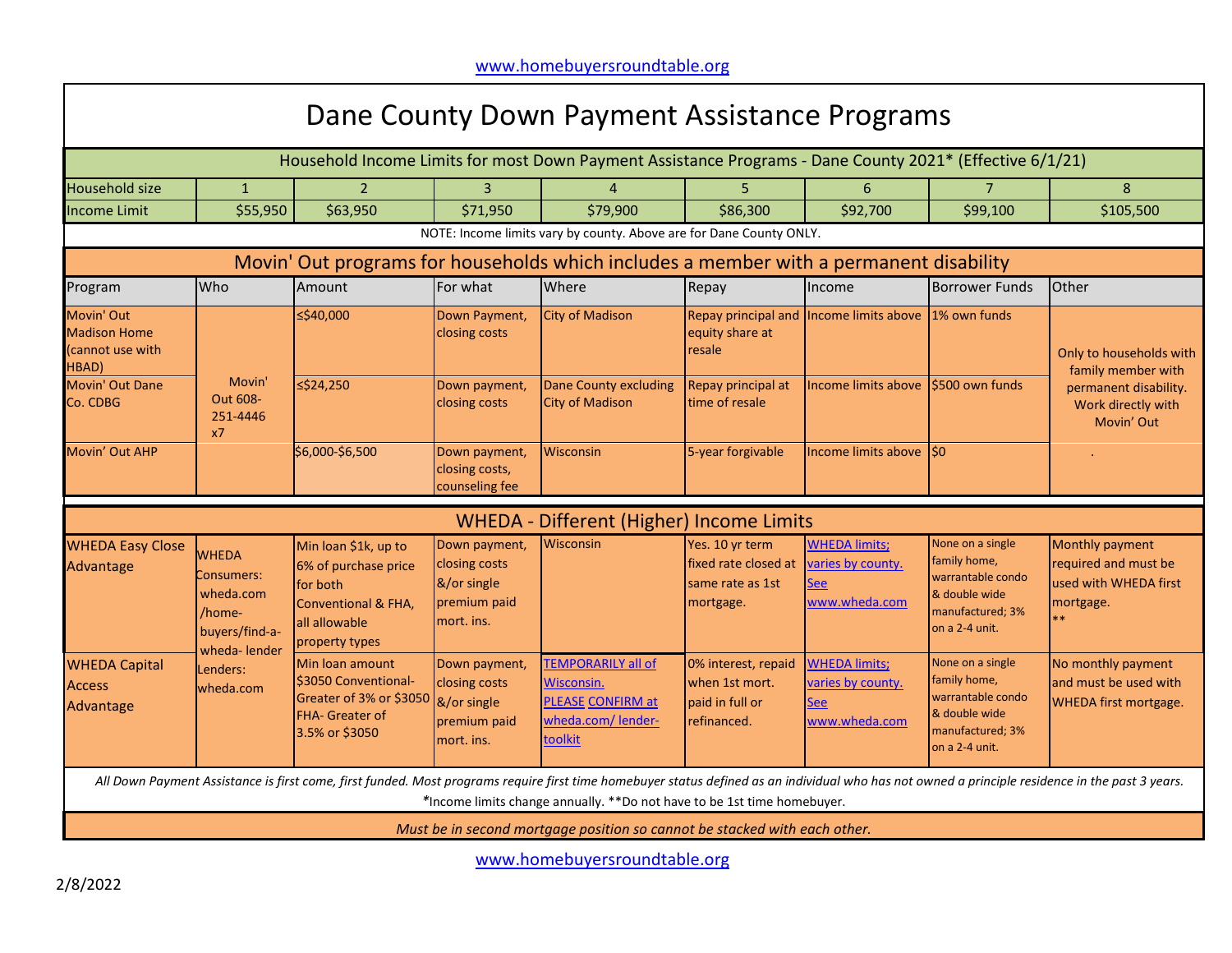www.homebuyersroundtable.org

# Dane County Down Payment Assistance Programs

## Household Income Limits for most Down Payment Assistance Programs - Dane County 2021* (Effective 6/1/21)

| Household size | 1 | 2 | 3 | 4 | 5 | 6 | 7 | 8 |
|---|---|---|---|---|---|---|---|---|
| Income Limit | $55,950 | $63,950 | $71,950 | $79,900 | $86,300 | $92,700 | $99,100 | $105,500 |

NOTE: Income limits vary by county. Above are for Dane County ONLY.

## Movin' Out programs for households which includes a member with a permanent disability

| Program | Who | Amount | For what | Where | Repay | Income | Borrower Funds | Other |
|---|---|---|---|---|---|---|---|---|
| Movin' Out Madison Home (cannot use with HBAD) | Movin' Out 608-251-4446 x7 | ≤$40,000 | Down Payment, closing costs | City of Madison | Repay principal and equity share at resale | Income limits above | 1% own funds | Only to households with family member with permanent disability. Work directly with Movin' Out |
| Movin' Out Dane Co. CDBG | | ≤$24,250 | Down payment, closing costs | Dane County excluding City of Madison | Repay principal at time of resale | Income limits above | $500 own funds | |
| Movin' Out AHP | | $6,000-$6,500 | Down payment, closing costs, counseling fee | Wisconsin | 5-year forgivable | Income limits above | $0 | . |

## WHEDA - Different (Higher) Income Limits

| Program | Who | Amount | For what | Where | Repay | Income | Borrower Funds | Other |
|---|---|---|---|---|---|---|---|---|
| WHEDA Easy Close Advantage | WHEDA Consumers: wheda.com /home-buyers/find-a-wheda- lender Lenders: wheda.com | Min loan $1k, up to 6% of purchase price for both Conventional & FHA, all allowable property types | Down payment, closing costs &/or single premium paid mort. ins. | Wisconsin | Yes. 10 yr term fixed rate closed at same rate as 1st mortgage. | WHEDA limits; varies by county. See www.wheda.com | None on a single family home, warrantable condo & double wide manufactured; 3% on a 2-4 unit. | Monthly payment required and must be used with WHEDA first mortgage. ** |
| WHEDA Capital Access Advantage | | Min loan amount $3050 Conventional- Greater of 3% or $3050 FHA- Greater of 3.5% or $3050 | Down payment, closing costs &/or single premium paid mort. ins. | TEMPORARILY all of Wisconsin. PLEASE CONFIRM at wheda.com/ lender-toolkit | 0% interest, repaid when 1st mort. paid in full or refinanced. | WHEDA limits; varies by county. See www.wheda.com | None on a single family home, warrantable condo & double wide manufactured; 3% on a 2-4 unit. | No monthly payment and must be used with WHEDA first mortgage. |

*All Down Payment Assistance is first come, first funded. Most programs require first time homebuyer status defined as an individual who has not owned a principle residence in the past 3 years.*

*Income limits change annually. **Do not have to be 1st time homebuyer.

*Must be in second mortgage position so cannot be stacked with each other.*

www.homebuyersroundtable.org

2/8/2022